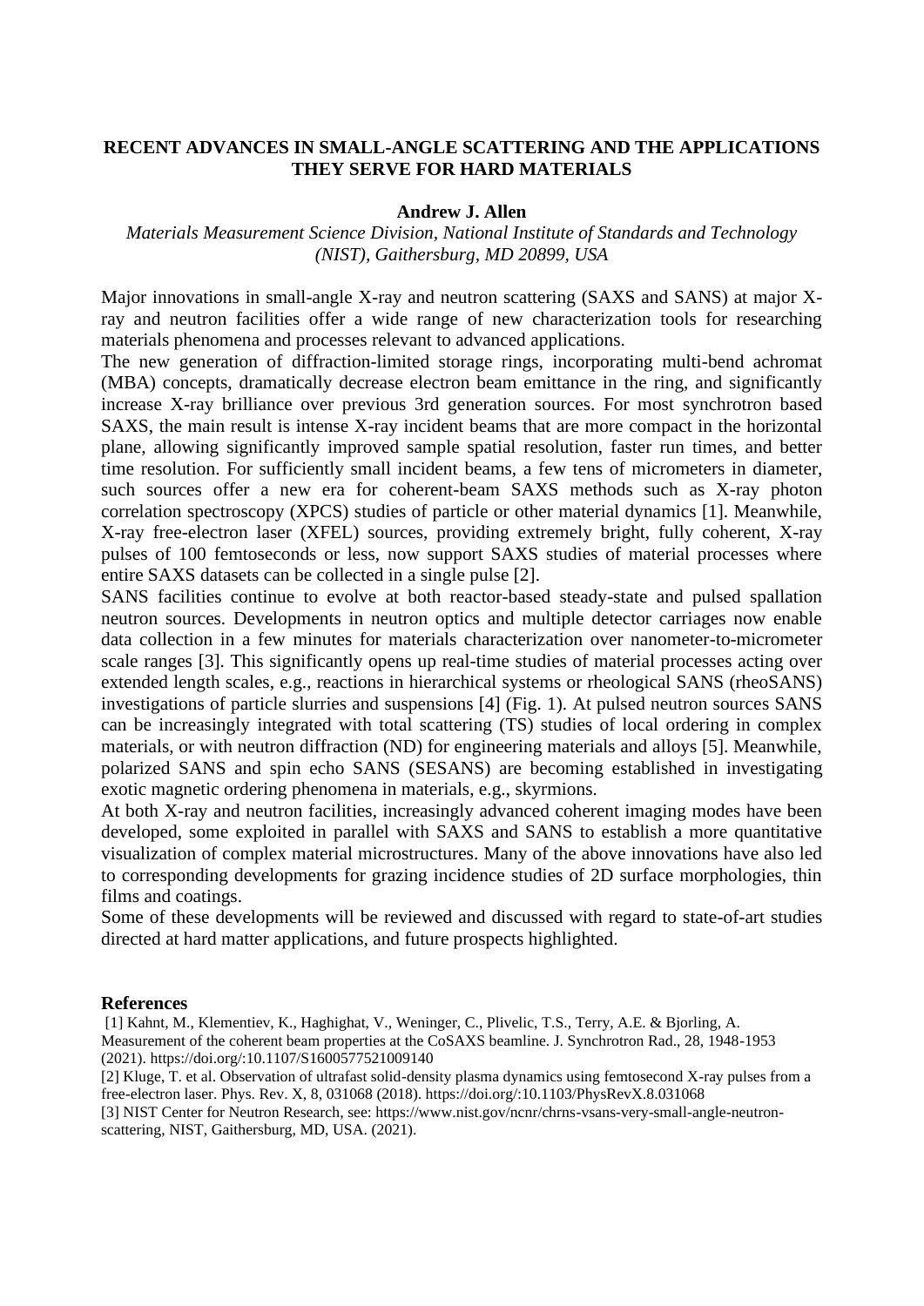# RECENT ADVANCES IN SMALL-ANGLE SCATTERING AND THE APPLICATIONS THEY SERVE FOR HARD MATERIALS

**Andrew J. Allen**

*Materials Measurement Science Division, National Institute of Standards and Technology (NIST), Gaithersburg, MD 20899, USA*

Major innovations in small-angle X-ray and neutron scattering (SAXS and SANS) at major X-ray and neutron facilities offer a wide range of new characterization tools for researching materials phenomena and processes relevant to advanced applications.

The new generation of diffraction-limited storage rings, incorporating multi-bend achromat (MBA) concepts, dramatically decrease electron beam emittance in the ring, and significantly increase X-ray brilliance over previous 3rd generation sources. For most synchrotron based SAXS, the main result is intense X-ray incident beams that are more compact in the horizontal plane, allowing significantly improved sample spatial resolution, faster run times, and better time resolution. For sufficiently small incident beams, a few tens of micrometers in diameter, such sources offer a new era for coherent-beam SAXS methods such as X-ray photon correlation spectroscopy (XPCS) studies of particle or other material dynamics [1]. Meanwhile, X-ray free-electron laser (XFEL) sources, providing extremely bright, fully coherent, X-ray pulses of 100 femtoseconds or less, now support SAXS studies of material processes where entire SAXS datasets can be collected in a single pulse [2].

SANS facilities continue to evolve at both reactor-based steady-state and pulsed spallation neutron sources. Developments in neutron optics and multiple detector carriages now enable data collection in a few minutes for materials characterization over nanometer-to-micrometer scale ranges [3]. This significantly opens up real-time studies of material processes acting over extended length scales, e.g., reactions in hierarchical systems or rheological SANS (rheoSANS) investigations of particle slurries and suspensions [4] (Fig. 1). At pulsed neutron sources SANS can be increasingly integrated with total scattering (TS) studies of local ordering in complex materials, or with neutron diffraction (ND) for engineering materials and alloys [5]. Meanwhile, polarized SANS and spin echo SANS (SESANS) are becoming established in investigating exotic magnetic ordering phenomena in materials, e.g., skyrmions.

At both X-ray and neutron facilities, increasingly advanced coherent imaging modes have been developed, some exploited in parallel with SAXS and SANS to establish a more quantitative visualization of complex material microstructures. Many of the above innovations have also led to corresponding developments for grazing incidence studies of 2D surface morphologies, thin films and coatings.

Some of these developments will be reviewed and discussed with regard to state-of-art studies directed at hard matter applications, and future prospects highlighted.

## References

[1] Kahnt, M., Klementiev, K., Haghighat, V., Weninger, C., Plivelic, T.S., Terry, A.E. & Bjorling, A. Measurement of the coherent beam properties at the CoSAXS beamline. J. Synchrotron Rad., 28, 1948-1953 (2021). https://doi.org/:10.1107/S1600577521009140

[2] Kluge, T. et al. Observation of ultrafast solid-density plasma dynamics using femtosecond X-ray pulses from a free-electron laser. Phys. Rev. X, 8, 031068 (2018). https://doi.org/:10.1103/PhysRevX.8.031068

[3] NIST Center for Neutron Research, see: https://www.nist.gov/ncnr/chrns-vsans-very-small-angle-neutron-scattering, NIST, Gaithersburg, MD, USA. (2021).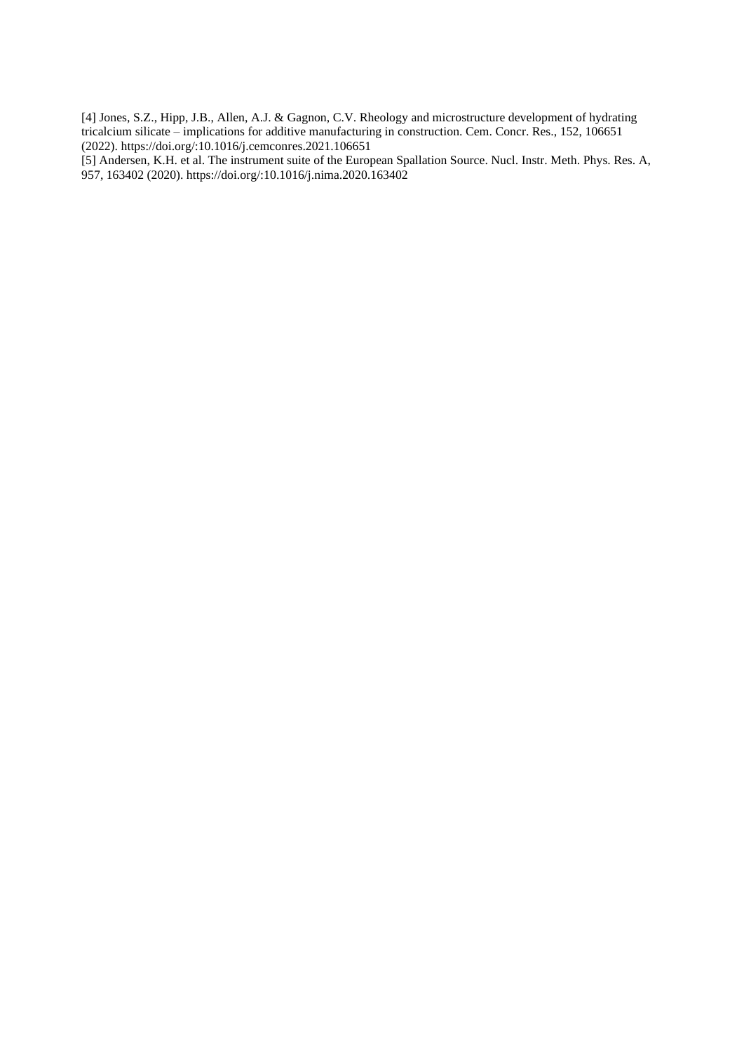[4] Jones, S.Z., Hipp, J.B., Allen, A.J. & Gagnon, C.V. Rheology and microstructure development of hydrating tricalcium silicate – implications for additive manufacturing in construction. Cem. Concr. Res., 152, 106651 (2022). https://doi.org/:10.1016/j.cemconres.2021.106651

[5] Andersen, K.H. et al. The instrument suite of the European Spallation Source. Nucl. Instr. Meth. Phys. Res. A, 957, 163402 (2020). https://doi.org/:10.1016/j.nima.2020.163402